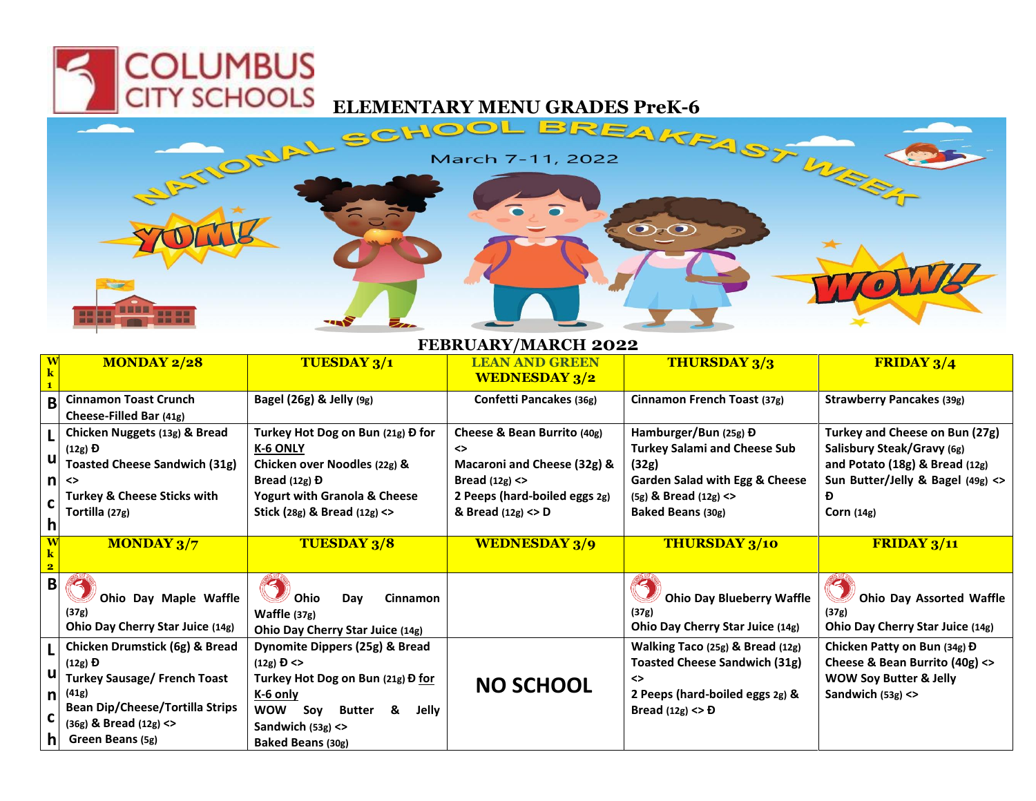# COLUMBUS CITY SCHOOLS

## ELEMENTARY MENU GRADES PreK-6

NATIONAL SCHOOL BREAKFAST WEEK

March 7-11, 2022

YUM! WOW!

## FEBRUARY/MARCH 2022

| Wk 1 | MONDAY 2/28 | TUESDAY 3/1 | LEAN AND GREEN WEDNESDAY 3/2 | THURSDAY 3/3 | FRIDAY 3/4 |
|---|---|---|---|---|---|
| B | Cinnamon Toast Crunch Cheese-Filled Bar (41g) | Bagel (26g) & Jelly (9g) | Confetti Pancakes (36g) | Cinnamon French Toast (37g) | Strawberry Pancakes (39g) |
| Lunch | Chicken Nuggets (13g) & Bread (12g) Đ<br>Toasted Cheese Sandwich (31g) <><br>Turkey & Cheese Sticks with Tortilla (27g) | Turkey Hot Dog on Bun (21g) Đ for K-6 ONLY<br>Chicken over Noodles (22g) & Bread (12g) Đ<br>Yogurt with Granola & Cheese Stick (28g) & Bread (12g) <> | Cheese & Bean Burrito (40g) <><br>Macaroni and Cheese (32g) & Bread (12g) <><br>2 Peeps (hard-boiled eggs 2g) & Bread (12g) <> D | Hamburger/Bun (25g) Đ<br>Turkey Salami and Cheese Sub (32g)<br>Garden Salad with Egg & Cheese (5g) & Bread (12g) <><br>Baked Beans (30g) | Turkey and Cheese on Bun (27g)<br>Salisbury Steak/Gravy (6g) and Potato (18g) & Bread (12g)<br>Sun Butter/Jelly & Bagel (49g) <> Đ<br>Corn (14g) |
| Wk 2 | MONDAY 3/7 | TUESDAY 3/8 | WEDNESDAY 3/9 | THURSDAY 3/10 | FRIDAY 3/11 |
| B | Ohio Day Maple Waffle (37g)<br>Ohio Day Cherry Star Juice (14g) | Ohio Day Cinnamon Waffle (37g)<br>Ohio Day Cherry Star Juice (14g) | | Ohio Day Blueberry Waffle (37g)<br>Ohio Day Cherry Star Juice (14g) | Ohio Day Assorted Waffle (37g)<br>Ohio Day Cherry Star Juice (14g) |
| Lunch | Chicken Drumstick (6g) & Bread (12g) Đ<br>Turkey Sausage/ French Toast (41g)<br>Bean Dip/Cheese/Tortilla Strips (36g) & Bread (12g) <><br>Green Beans (5g) | Dynomite Dippers (25g) & Bread (12g) Đ <><br>Turkey Hot Dog on Bun (21g) Đ for K-6 only<br>WOW Soy Butter & Jelly Sandwich (53g) <><br>Baked Beans (30g) | NO SCHOOL | Walking Taco (25g) & Bread (12g)<br>Toasted Cheese Sandwich (31g) <><br>2 Peeps (hard-boiled eggs 2g) & Bread (12g) <> Đ | Chicken Patty on Bun (34g) Đ<br>Cheese & Bean Burrito (40g) <><br>WOW Soy Butter & Jelly Sandwich (53g) <> |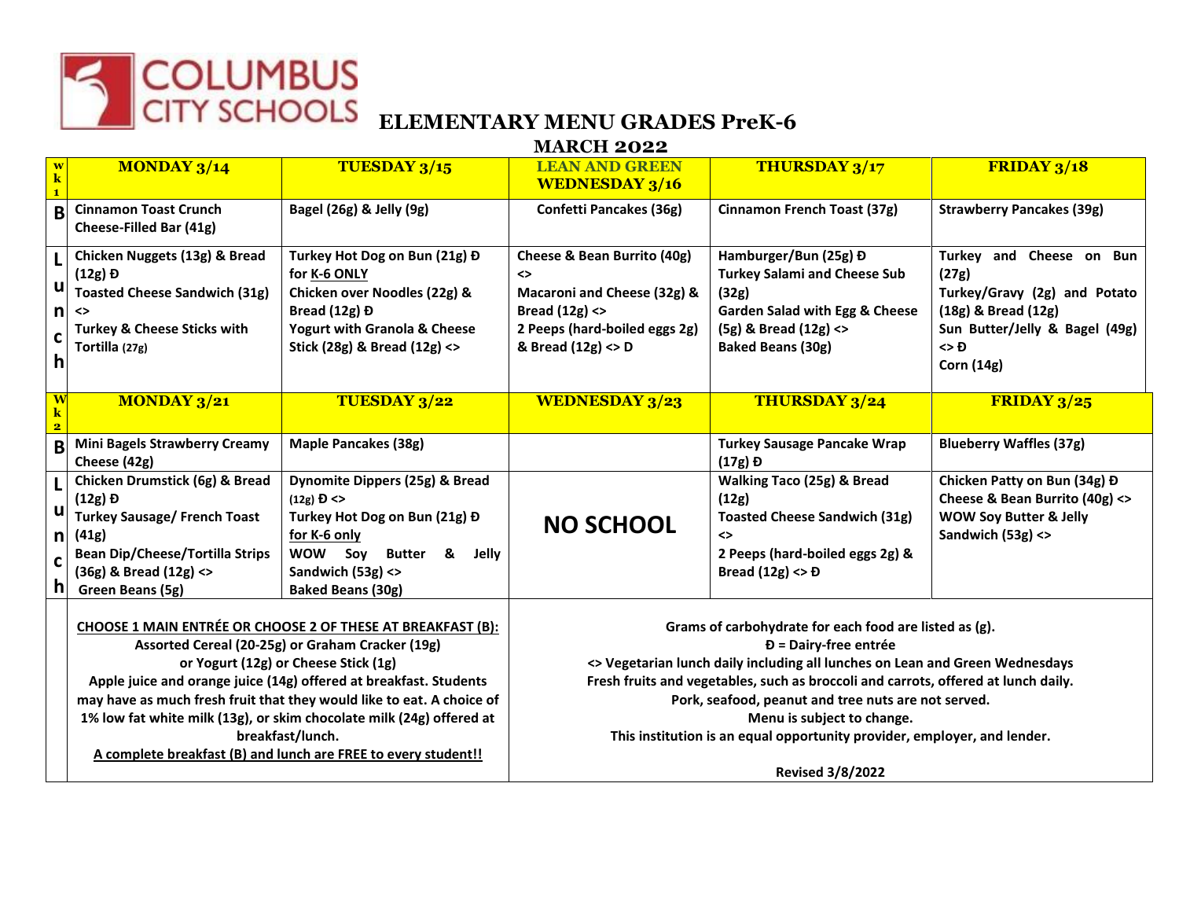COLUMBUS CITY SCHOOLS

# ELEMENTARY MENU GRADES PreK-6

## MARCH 2022

| wk 1 | MONDAY 3/14 | TUESDAY 3/15 | LEAN AND GREEN WEDNESDAY 3/16 | THURSDAY 3/17 | FRIDAY 3/18 |
|---|---|---|---|---|---|
| B | Cinnamon Toast Crunch Cheese-Filled Bar (41g) | Bagel (26g) & Jelly (9g) | Confetti Pancakes (36g) | Cinnamon French Toast (37g) | Strawberry Pancakes (39g) |
| Lunch | Chicken Nuggets (13g) & Bread (12g) Đ<br>Toasted Cheese Sandwich (31g) <><br>Turkey & Cheese Sticks with Tortilla (27g) | Turkey Hot Dog on Bun (21g) Đ for K-6 ONLY<br>Chicken over Noodles (22g) & Bread (12g) Đ<br>Yogurt with Granola & Cheese Stick (28g) & Bread (12g) <> | Cheese & Bean Burrito (40g) <><br>Macaroni and Cheese (32g) & Bread (12g) <><br>2 Peeps (hard-boiled eggs 2g) & Bread (12g) <> D | Hamburger/Bun (25g) Đ<br>Turkey Salami and Cheese Sub (32g)<br>Garden Salad with Egg & Cheese (5g) & Bread (12g) <><br>Baked Beans (30g) | Turkey and Cheese on Bun (27g)<br>Turkey/Gravy (2g) and Potato (18g) & Bread (12g)<br>Sun Butter/Jelly & Bagel (49g) <> Đ<br>Corn (14g) |
| **Wk 2** | **MONDAY 3/21** | **TUESDAY 3/22** | **WEDNESDAY 3/23** | **THURSDAY 3/24** | **FRIDAY 3/25** |
| B | Mini Bagels Strawberry Creamy Cheese (42g) | Maple Pancakes (38g) | | Turkey Sausage Pancake Wrap (17g) Đ | Blueberry Waffles (37g) |
| Lunch | Chicken Drumstick (6g) & Bread (12g) Đ<br>Turkey Sausage/ French Toast (41g)<br>Bean Dip/Cheese/Tortilla Strips (36g) & Bread (12g) <><br>Green Beans (5g) | Dynomite Dippers (25g) & Bread (12g) Đ <><br>Turkey Hot Dog on Bun (21g) Đ for K-6 only<br>WOW Soy Butter & Jelly Sandwich (53g) <><br>Baked Beans (30g) | **NO SCHOOL** | Walking Taco (25g) & Bread (12g)<br>Toasted Cheese Sandwich (31g) <><br>2 Peeps (hard-boiled eggs 2g) & Bread (12g) <> Đ | Chicken Patty on Bun (34g) Đ<br>Cheese & Bean Burrito (40g) <><br>WOW Soy Butter & Jelly Sandwich (53g) <> |

**CHOOSE 1 MAIN ENTRÉE OR CHOOSE 2 OF THESE AT BREAKFAST (B):**
Assorted Cereal (20-25g) or Graham Cracker (19g)
or Yogurt (12g) or Cheese Stick (1g)
Apple juice and orange juice (14g) offered at breakfast. Students may have as much fresh fruit that they would like to eat. A choice of 1% low fat white milk (13g), or skim chocolate milk (24g) offered at breakfast/lunch.
**A complete breakfast (B) and lunch are FREE to every student!!**

Grams of carbohydrate for each food are listed as (g).
Đ = Dairy-free entrée
<> Vegetarian lunch daily including all lunches on Lean and Green Wednesdays
Fresh fruits and vegetables, such as broccoli and carrots, offered at lunch daily.
Pork, seafood, peanut and tree nuts are not served.
Menu is subject to change.
This institution is an equal opportunity provider, employer, and lender.

Revised 3/8/2022